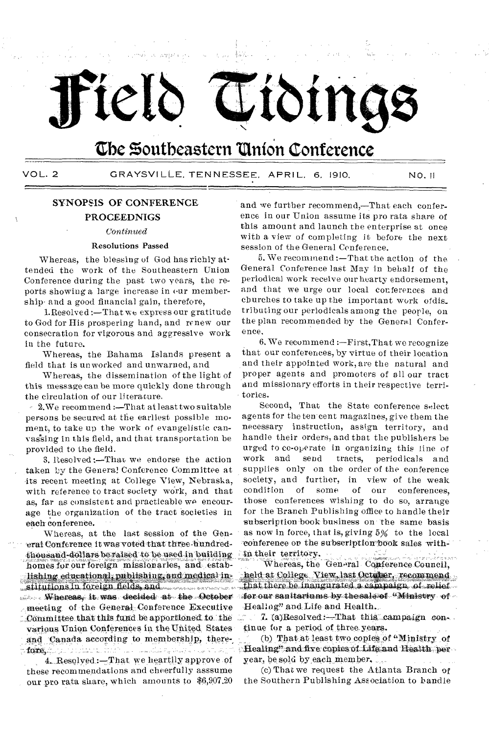# Field Tidings

## The Southeastern Union Conference

VOL. 2 GRAYSVILLE, TENNESSEE, APRIL, 6, 1910. NO. 11

### SYNOPSIS OF CONFERENCE PROCEEDNIGS

*Continued*

#### Resolutions Passed

Whereas, the blessing of God has richly attended the work of the Southeastern Union Conference during the past two years, the reports showing a large increase in our membership and a good financial gain, therefore,

1. Resolved:—That we express our gratitude to God for His prospering hand, and renew our consecration for vigorous and aggressive work in the future.

Whereas, the Bahama Islands present a field that is unworked and unwarned, and

Whereas, the dissemination of the light of this message can be more quickly done through the circulation of our literature,

2. We recommend:—That at least two suitable persons be secured at the earliest possible moment, to take up the work of evangelistic canvassing in this field, and that transportation be provided to the field.

3. Resolved:—That we endorse the action taken by the General Conference Committee at its recent meeting at College View, Nebraska, with reference to tract society work, and that as, far as consistent and practicable we encourage the organization of the tract societies in each conference.

Whereas, at the last session of the General Conference it was voted that three-hundred-thousand-dollars be raised to be used in building homes for our foreign missionaries, and establishing educational, publishing, and medical institutions in foreign fields, and

Whereas, it was decided at the October meeting of the General Conference Executive Committee that this fund be apportioned to the various Union Conferences in the United States and Canada according to membership, therefore,

4. Resolved:—That we heartily approve of these recommendations and cheerfully asssume our pro rata share, which amounts to $6,907.20 and we further recommend,—That each conference in our Union assume its pro rata share of this amount and launch the enterprise at once with a view of completing it before the next session of the General Conference.

5. We recommend:—That the action of the General Conference last May in behalf of the periodical work receive our hearty endorsement, and that we urge our local conferences and churches to take up the important work of distributing our periodicals among the people, on the plan recommended by the General Conference.

6. We recommend:—First, That we recognize that our conferences, by virtue of their location and their appointed work, are the natural and proper agents and promoters of all our tract and missionary efforts in their respective territories.

Second, That the State conference select agents for the ten cent magazines, give them the necessary instruction, assign territory, and handle their orders, and that the publishers be urged to co-operate in organizing this line of work and send tracts, periodicals and supplies only on the order of the conference society, and further, in view of the weak condition of some of our conferences, those conferences wishing to do so, arrange for the Branch Publishing office to handle their subscription book business on the same basis as now in force, that is, giving 5% to the local conference on the subscription book sales within their territory.

Whereas, the General Conference Council, held at College View, last October, recommend that there be inaugurated a campaign of relief for our sanitariums by the sale of "Ministry of Healing" and Life and Health.

7. (a) Resolved:—That this campaign continue for a period of three years.

(b) That at least two copies of "Ministry of Healing" and five copies of Life and Health per year, be sold by each member.

(c) That we request the Atlanta Branch of the Southern Publishing Association to handle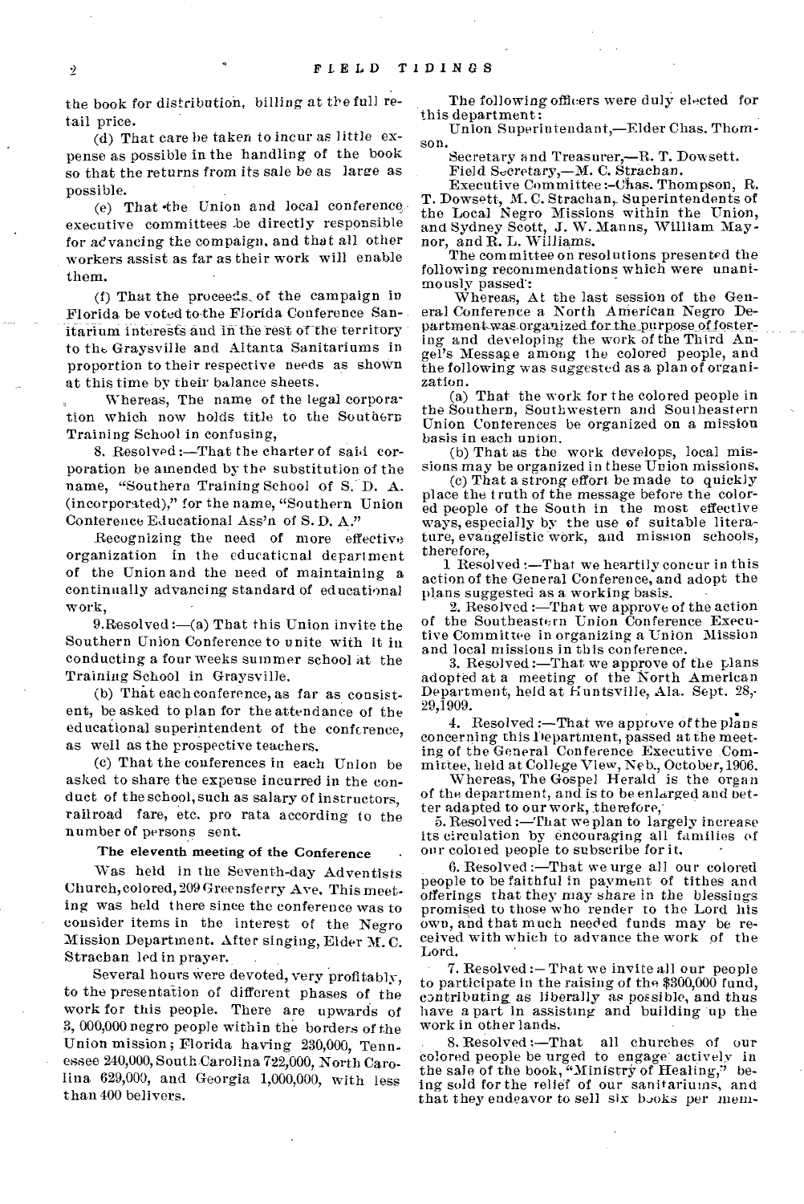the book for distribution, billing at the full retail price.

(d) That care be taken to incur as little expense as possible in the handling of the book so that the returns from its sale be as large as possible.

(e) That the Union and local conference executive committees be directly responsible for advancing the compaign, and that all other workers assist as far as their work will enable them.

(f) That the proceeds of the campaign in Florida be voted to the Florida Conference Sanitarium interests and in the rest of the territory to the Graysville and Altanta Sanitariums in proportion to their respective needs as shown at this time by their balance sheets.

Whereas, The name of the legal corporation which now holds title to the Southern Training School in confusing,

8. Resolved:—That the charter of said corporation be amended by the substitution of the name, "Southern Training School of S. D. A. (incorporated)," for the name, "Southern Union Conference Educational Ass'n of S. D. A."

Recognizing the need of more effective organization in the educaticnal department of the Union and the need of maintaining a continually advancing standard of educational work,

9. Resolved:—(a) That this Union invite the Southern Union Conference to unite with it in conducting a four weeks summer school at the Training School in Graysville.

(b) That each conference, as far as consistent, be asked to plan for the attendance of the educational superintendent of the conference, as well as the prospective teachers.

(c) That the conferences in each Union be asked to share the expense incurred in the conduct of the school, such as salary of instructors, railroad fare, etc. pro rata according to the number of persons sent.

**The eleventh meeting of the Conference**

Was held in the Seventh-day Adventists Church, colored, 209 Greensferry Ave. This meeting was held there since the conference was to consider items in the interest of the Negro Mission Department. After singing, Elder M. C. Strachan led in prayer.

Several hours were devoted, very profitably, to the presentation of different phases of the work for this people. There are upwards of 3,000,000 negro people within the borders of the Union mission; Florida having 230,000, Tennessee 240,000, South Carolina 722,000, North Carolina 629,000, and Georgia 1,000,000, with less than 400 belivers.

The following officers were duly elected for this department:

Union Superintendent,—Elder Chas. Thomson.

Secretary and Treasurer,—R. T. Dowsett.

Field Secretary,—M. C. Strachan.

Executive Committee:—Chas. Thompson, R. T. Dowsett, M. C. Strachan, Superintendents of the Local Negro Missions within the Union, and Sydney Scott, J. W. Manns, William Maynor, and R. L. Williams.

The committee on resolutions presented the following recommendations which were unanimously passed:

Whereas, At the last session of the General Conference a North American Negro Department was organized for the purpose of fostering and developing the work of the Third Angel's Message among the colored people, and the following was suggested as a plan of organization.

(a) That the work for the colored people in the Southern, Southwestern and Southeastern Union Conferences be organized on a mission basis in each union.

(b) That as the work develops, local missions may be organized in these Union missions.

(c) That a strong effort be made to quickly place the truth of the message before the colored people of the South in the most effective ways, especially by the use of suitable literature, evangelistic work, and mission schools, therefore,

1. Resolved:—That we heartily concur in this action of the General Conference, and adopt the plans suggested as a working basis.

2. Resolved:—That we approve of the action of the Southeastern Union Conference Executive Committee in organizing a Union Mission and local missions in this conference.

3. Resolved:—That we approve of the plans adopted at a meeting of the North American Department, held at Huntsville, Ala. Sept. 28, 29, 1909.

4. Resolved:—That we approve of the plans concerning this Department, passed at the meeting of the General Conference Executive Committee, held at College View, Neb., October, 1906.

Whereas, The Gospel Herald is the organ of the department, and is to be enlarged and better adapted to our work, therefore,

5. Resolved:—That we plan to largely increase its circulation by encouraging all families of our colored people to subscribe for it.

6. Resolved:—That we urge all our colored people to be faithful in payment of tithes and offerings that they may share in the blessings promised to those who render to the Lord his own, and that much needed funds may be received with which to advance the work of the Lord.

7. Resolved:—That we invite all our people to participate in the raising of the $300,000 fund, contributing as liberally as possible, and thus have a part in assisting and building up the work in other lands.

8. Resolved:—That all churches of our colored people be urged to engage actively in the sale of the book, "Ministry of Healing," being sold for the relief of our sanitariums, and that they endeavor to sell six books per mem-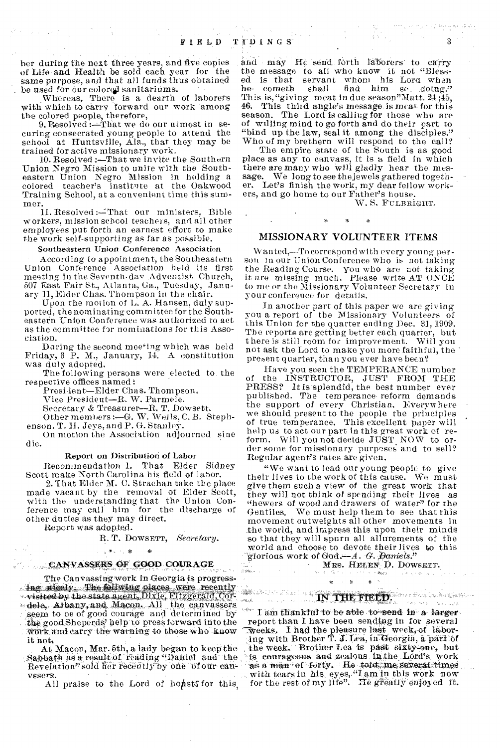ber during the next three years, and five copies of Life and Health be sold each year for the same purpose, and that all funds thus obtained be used for our colored sanitariums.

Whereas, There is a dearth of laborers with which to carry forward our work among the colored people, therefore,

9. Resolved:—That we do our utmost in securing consecrated young people to attend the school at Huntsville, Ala., that they may be trained for active missionary work.

10. Resolved:—That we invite the Southern Union Negro Mission to unite with the Southeastern Union Negro Mission in holding a colored teacher's institute at the Oakwood Training School, at a convenient time this summer.

11. Resolved:—That our ministers, Bible workers, mission school teachers, and all other employees put forth an earnest effort to make the work self-supporting as far as possible.

**Southeastern Union Conference Association**

According to appointment, the Southeastern Union Conference Association held its first meeting in the Seventh-day Adventist Church, 507 East Fair St., Atlanta, Ga., Tuesday, January 11, Elder Chas. Thompson in the chair.

Upon the motion of L. A. Hansen, duly supported, the nominating committee for the Southeastern Union Conference was authorized to act as the committee for nominations for this Association.

During the second meeting which was held Friday, 3 P. M., January, 14. A constitution was duly adopted.

The following persons were elected to the respective offices named:

President—Elder Chas. Thompson.

Vice President—R. W. Parmele.

Secretary & Treasurer—R. T. Dowsett.

Other members:—G. W. Wells, C. B. Stephenson. T. H. Jeys, and P. G. Stanley.

On motion the Association adjourned sine die.

**Report on Distribution of Labor**

Recommendation 1. That Elder Sidney Scott make North Carolina his field of labor.

2. That Elder M. C. Strachan take the place made vacant by the removal of Elder Scott, with the understanding that the Union Conference may call him for the discharge of other duties as they may direct.

Report was adopted.

R. T. DOWSETT, *Secretary.*

\* \* \*

## CANVASSERS OF GOOD COURAGE

The Canvassing work in Georgia is progressing nicely. The following places were recently visited by the state agent, Dixie, Fitzgerald, Cordele, Albany, and Macon. All the canvassers seem to be of good courage and determined by the good Sheperds' help to press forward into the work and carry the warning to those who know it not.

At Macon, Mar. 5th, a lady began to keep the Sabbath as a result of reading "Daniel and the Revelation" sold her recently by one of our canvssers.

All praise to the Lord of hosts for this, and may He send forth laborers to carry the message to all who know it not "Blessed is that servant whom his Lord when he cometh shall find him so doing." This is, "giving meat in due season" Matt. 24:45, 46. This third angle's message is meat for this season. The Lord is calling for those who are of willing mind to go forth and do their part to "bind up the law, seal it among the disciples." Who of my brethern will respond to the call?

The empire state of the South is as good place as any to canvass, it is a field in which there are many who will gladly hear the message. We long to see the jewels gathered together. Let's finish the work, my dear fellow workers, and go home to our Father's house.

W. S. FULBRIGHT.

\* \* \*

## MISSIONARY VOLUNTEER ITEMS

Wanted,—To correspond with every young person in our Union Conference who is not taking the Reading Course. You who are not taking it are missing much. Please write AT ONCE to me or the Missionary Volunteer Secretary in your conference for details.

In another part of this paper we are giving you a report of the Missionary Volunteers of this Union for the quarter ending Dec. 31, 1909. The reports are getting better each quarter, but there is still room for improvement. Will you not ask the Lord to make you more faithful, the present quarter, than you ever have been?

Have you seen the TEMPERANCE number of the INSTRUCTOR, JUST FROM THE PRESS? It is splendid, the best number ever published. The temperance reform demands the support of every Christian. Everywhere we should present to the people the principles of true temperance. This excellent paper will help us to act our part in this great work of reform. Will you not decide JUST NOW to order some for missionary purposes and to sell? Regular agent's rates are given.

"We want to lead our young people to give their lives to the work of this cause. We must give them such a view of the great work that they will not think of spending their lives as "hewers of wood and drawers of water" for the Gentiles. We must help them to see that this movement outweighs all other movements in the world, and impress this upon their minds so that they will spurn all allurements of the world and choose to devote their lives to this glorious work of God.—*A. G. Daniels.*"

MRS. HELEN D. DOWSETT.

\* \* \*

## IN THE FIELD.

I am thankful to be able to send in a larger report than I have been sending in for several weeks. I had the pleasure last week, of laboring with Brother T. J. Lea, in Georgia, a part of the week. Brother Lea is past sixty-one, but is courageous and zealous in the Lord's work as a man of forty. He told me several times with tears in his eyes, "I am in this work now for the rest of my life". He greatly enjoyed it.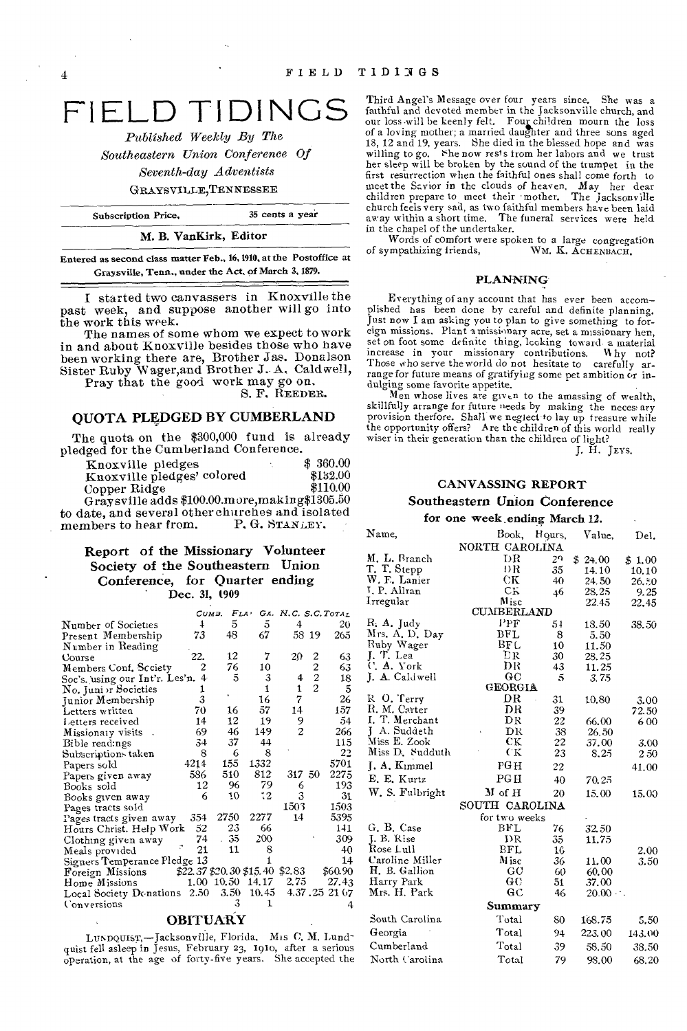# FIELD TIDINGS

*Published Weekly By The*
*Southeastern Union Conference Of*
*Seventh-day Adventists*
GRAYSVILLE, TENNESSEE

Subscription Price, 35 cents a year

**M. B. VanKirk, Editor**

**Entered as second class matter Feb., 16, 1910, at the Postoffice at Graysville, Tenn., under the Act. of March 3, 1879.**

I started two canvassers in Knoxville the past week, and suppose another will go into the work this week.

The names of some whom we expect to work in and about Knoxville besides those who have been working there are, Brother Jas. Donalson Sister Ruby Wager, and Brother J. A. Caldwell,

Pray that the good work may go on.

S. F. REEDER.

## QUOTA PLEDGED BY CUMBERLAND

The quota on the $300,000 fund is already pledged for the Cumberland Conference.

| | |
|---|---|
| Knoxville pledges | $ 360.00 |
| Knoxville pledges' colored | $132.00 |
| Copper Ridge | $110.00 |

Graysville adds $100.00 more, making $1305.50 to date, and several other churches and isolated members to hear from. P. G. STANLEY.

## Report of the Missionary Volunteer Society of the Southeastern Union Conference, for Quarter ending Dec. 31, 1909

| | CUMB. | FLA. | GA. | N. C. | S. C. | TOTAL |
|---|---|---|---|---|---|---|
| Number of Societies | 4 | 5 | 5 | 4 | | 20 |
| Present Membership | 73 | 48 | 67 | 58 | 19 | 265 |
| Number in Reading Course | 22. | 12 | 7 | 20 | 2 | 63 |
| Members Conf. Society | 2 | 76 | 10 | | 2 | 63 |
| Soc's. using our Int'r. Les'n. | 4 | 5 | 3 | 4 | 2 | 18 |
| No. Junior Societies | 1 | | 1 | 1 | 2 | 5 |
| Junior Membership | 3 | | 16 | 7 | | 26 |
| Letters written | 70 | 16 | 57 | 14 | | 157 |
| Letters received | 14 | 12 | 19 | 9 | | 54 |
| Missionary visits | 69 | 46 | 149 | 2 | | 266 |
| Bible readings | 34 | 37 | 44 | | | 115 |
| Subscriptions taken | 8 | 6 | 8 | | | 22 |
| Papers sold | 4214 | 155 | 1332 | | | 5701 |
| Papers given away | 586 | 510 | 812 | 317 | 50 | 2275 |
| Books sold | 12 | 96 | 79 | 6 | | 193 |
| Books given away | 6 | 10 | 12 | 3 | | 31 |
| Pages tracts sold | | | | 1503 | | 1503 |
| Pages tracts given away | 354 | 2750 | 2277 | 14 | | 5395 |
| Hours Christ. Help Work | 52 | 23 | 66 | | | 141 |
| Clothing given away | 74 | 35 | 200 | | | 309 |
| Meals provided | 21 | 11 | 8 | | | 40 |
| Signers Temperance Pledge | 13 | | 1 | | | 14 |
| Foreign Missions | $22.37 | $20.30 | $15.40 | $2.83 | | $60.90 |
| Home Missions | 1.00 | 10.50 | 14.17 | 2.75 | | 27.43 |
| Local Society Donations | 2.50 | 3.50 | 10.45 | 4.37 | .25 | 21.07 |
| Conversions | | 3 | 1 | | | 4 |

## OBITUARY

LUNDQUIST,—Jacksonville, Florida. Mrs C. M. Lundquist fell asleep in Jesus, February 23, 1910, after a serious operation, at the age of forty-five years. She accepted the Third Angel's Message over four years since. She was a faithful and devoted member in the Jacksonville church, and our loss will be keenly felt. Four children mourn the loss of a loving mother; a married daughter and three sons aged 18, 12 and 19, years. She died in the blessed hope and was willing to go. She now rests from her labors and we trust her sleep will be broken by the sound of the trumpet in the first resurrection when the faithful ones shall come forth to meet the Savior in the clouds of heaven. May her dear children prepare to meet their mother. The Jacksonville church feels very sad, as two faithful members have been laid away within a short time. The funeral services were held in the chapel of the undertaker.

Words of comfort were spoken to a large congregation of sympathizing friends, WM. K. ACHENBACH.

## PLANNING

Everything of any account that has ever been accomplished has been done by careful and definite planning. Just now I am asking you to plan to give something to foreign missions. Plant a missionary acre, set a missionary hen, set on foot some definite thing, looking toward a material increase in your missionary contributions. Why not? Those who serve the world do not hesitate to carefully arrange for future means of gratifying some pet ambition or indulging some favorite appetite.

Men whose lives are given to the amassing of wealth, skillfully arrange for future needs by making the necessary provision therfore. Shall we neglect to lay up treasure while the opportunity offers? Are the children of this world really wiser in their generation than the children of light?

J. H. JEYS.

## CANVASSING REPORT

### Southeastern Union Conference

**for one week ending March 12.**

| Name, | Book, | Hours, | Value, | Del. |
|---|---|---|---|---|
| **NORTH CAROLINA** | | | | |
| M. L. Branch | DR | 29 | $ 24.00 | $ 1.00 |
| T. T. Stepp | DR | 35 | 14.10 | 10.10 |
| W. F. Lanier | CK | 40 | 24.50 | 26.50 |
| T. P. Allran | CK | 46 | 28.25 | 9.25 |
| Irregular | Misc | | 22.45 | 22.45 |
| **CUMBERLAND** | | | | |
| R. A. Judy | PPF | 54 | 18.50 | 38.50 |
| Mrs. A. D. Day | BFL | 8 | 5.50 | |
| Ruby Wager | BFL | 10 | 11.50 | |
| J. T. Lea | DR | 30 | 28.25 | |
| C. A. York | DR | 43 | 11.25 | |
| J. A. Caldwell | GC | 5 | 3.75 | |
| **GEORGIA** | | | | |
| R. O. Terry | DR | 31 | 10.80 | 3.00 |
| R. M. Carter | DR | 39 | | 72.50 |
| I. T. Merchant | DR | 22 | 66.00 | 6.00 |
| J. A. Suddeth | DR | 38 | 26.50 | |
| Miss E. Zook | CK | 22 | 37.00 | 3.00 |
| Miss D. Suddath | CK | 23 | 8.25 | 2.50 |
| J. A. Kimmel | PGH | 22 | | 41.00 |
| E. E. Kurtz | PGH | 40 | 70.25 | |
| W. S. Fulbright | M of H | 20 | 15.00 | 15.00 |
| **SOUTH CAROLINA** | | | | |
| for two weeks | | | | |
| G. B. Case | BFL | 76 | 32.50 | |
| J. B. Rise | DR | 35 | 11.75 | |
| Rose Lull | BFL | 16 | | 2.00 |
| Caroline Miller | Misc | 36 | 11.00 | 3.50 |
| H. B. Gallion | GC | 60 | 60.00 | |
| Harry Park | GC | 51 | 37.00 | |
| Mrs. H. Park | GC | 46 | 20.00 | |
| **Summary** | | | | |
| South Carolina | Total | 80 | 168.75 | 5.50 |
| Georgia | Total | 94 | 223.00 | 143.00 |
| Cumberland | Total | 39 | 58.50 | 38.50 |
| North Carolina | Total | 79 | 98.00 | 68.20 |